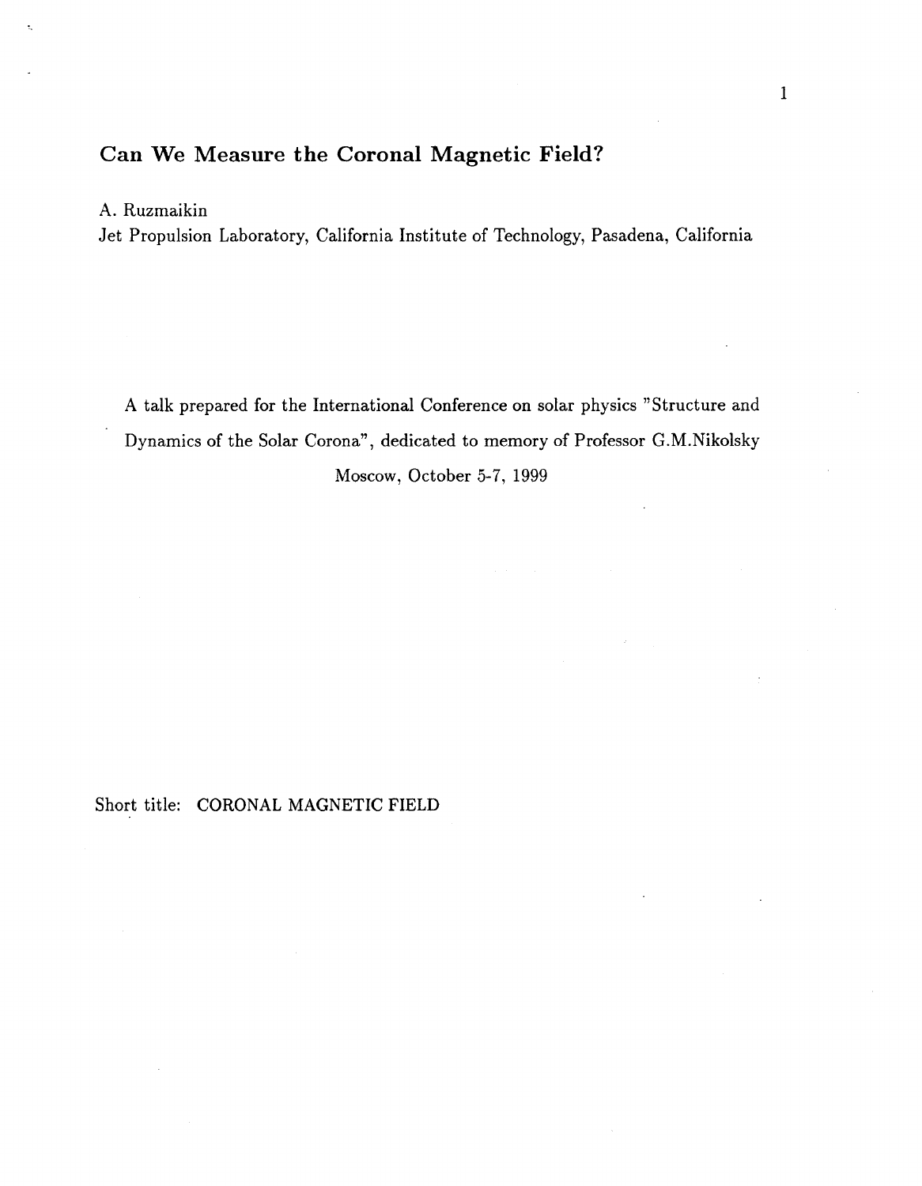# Can We Measure the Coronal Magnetic Field?

A. Ruzmaikin

Jet Propulsion Laboratory, California Institute of Technology, Pasadena, California

A talk prepared for the International Conference on solar physics "Structure and Dynamics of the Solar Corona", dedicated to memory of Professor G.M.Nikolsky

Moscow, October 5-7, 1999

Short title: CORONAL MAGNETIC FIELD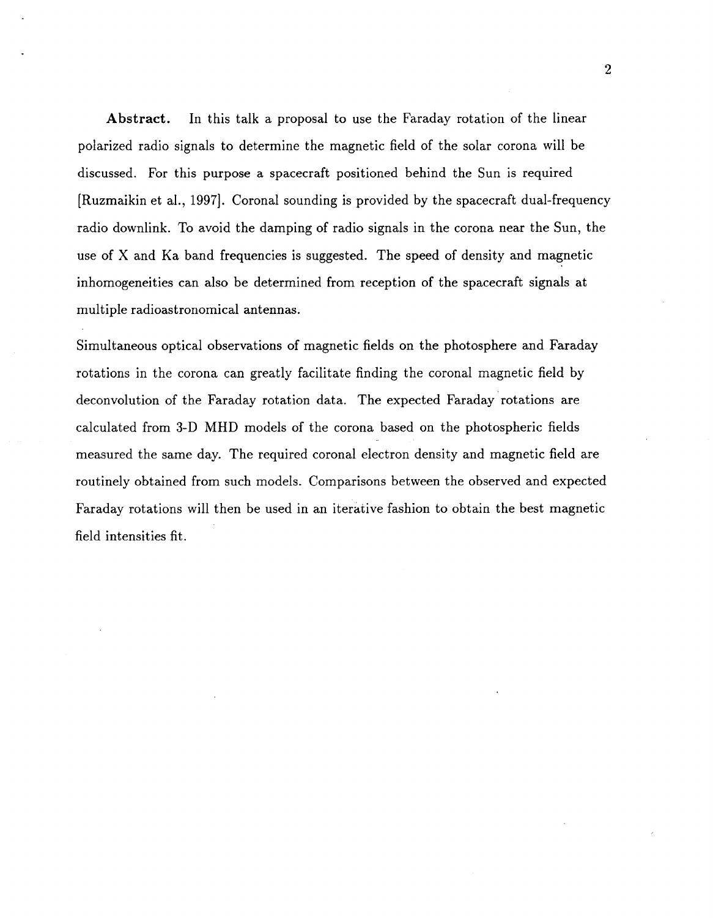**Abstract.** In this talk a proposal to use the Faraday rotation of the linear polarized radio signals to determine the magnetic field of the solar corona will be discussed. For this purpose a spacecraft positioned behind the Sun is required [Ruzmaikin et al., 1997]. Coronal sounding is provided by the spacecraft dual-frequency radio downlink. To avoid the damping of radio signals in the corona near the Sun, the use of X and Ka band frequencies is suggested. The speed of density and magnetic inhomogeneities can also be determined from reception of the spacecraft signals at multiple radioastronomical antennas.

Simultaneous optical observations of magnetic fields on the photosphere and Faraday rotations in the corona can greatly facilitate finding the coronal magnetic field by deconvolution of the Faraday rotation data. The expected Faraday rotations are calculated from 3-D MHD models of the corona based on the photospheric fields measured the same day. The required coronal electron density and magnetic field are routinely obtained from such models. Comparisons between the observed and expected Faraday rotations will then be used in an iterative fashion to obtain the best magnetic field intensities fit.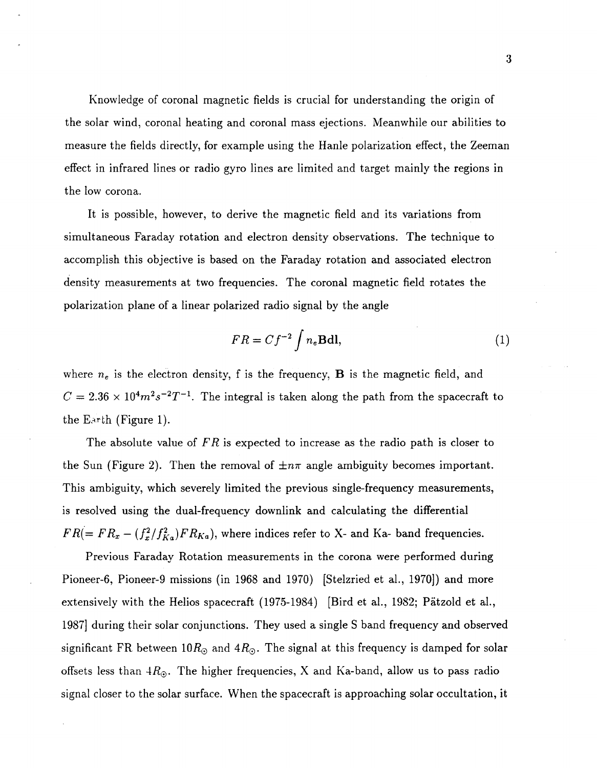Knowledge of coronal magnetic fields is crucial for understanding the origin of the solar wind, coronal heating and coronal mass ejections. Meanwhile our abilities to measure the fields directly, for example using the Hanle polarization effect, the Zeeman effect in infrared lines or radio gyro lines are limited and target mainly the regions in the low corona.

It is possible, however, to derive the magnetic field and its variations from simultaneous Faraday rotation and electron density observations. The technique to accomplish this objective is based on the Faraday rotation and associated electron density measurements at two frequencies. The coronal magnetic field rotates the polarization plane of a linear polarized radio signal by the angle

$$FR = Cf^{-2} \int n_e \mathbf{B} \mathbf{dl}, \tag{1}$$

where $n_e$ is the electron density, f is the frequency, $\mathbf{B}$ is the magnetic field, and $C = 2.36 \times 10^4 m^2 s^{-2} T^{-1}$. The integral is taken along the path from the spacecraft to the Earth (Figure 1).

The absolute value of $FR$ is expected to increase as the radio path is closer to the Sun (Figure 2). Then the removal of $\pm n\pi$ angle ambiguity becomes important. This ambiguity, which severely limited the previous single-frequency measurements, is resolved using the dual-frequency downlink and calculating the differential $FR (= FR_x - (f_x^2/f_{Ka}^2) FR_{Ka})$, where indices refer to X- and Ka- band frequencies.

Previous Faraday Rotation measurements in the corona were performed during Pioneer-6, Pioneer-9 missions (in 1968 and 1970) [Stelzried et al., 1970]) and more extensively with the Helios spacecraft (1975-1984) [Bird et al., 1982; Pätzold et al., 1987] during their solar conjunctions. They used a single S band frequency and observed significant FR between $10R_\odot$ and $4R_\odot$. The signal at this frequency is damped for solar offsets less than $4R_\odot$. The higher frequencies, X and Ka-band, allow us to pass radio signal closer to the solar surface. When the spacecraft is approaching solar occultation, it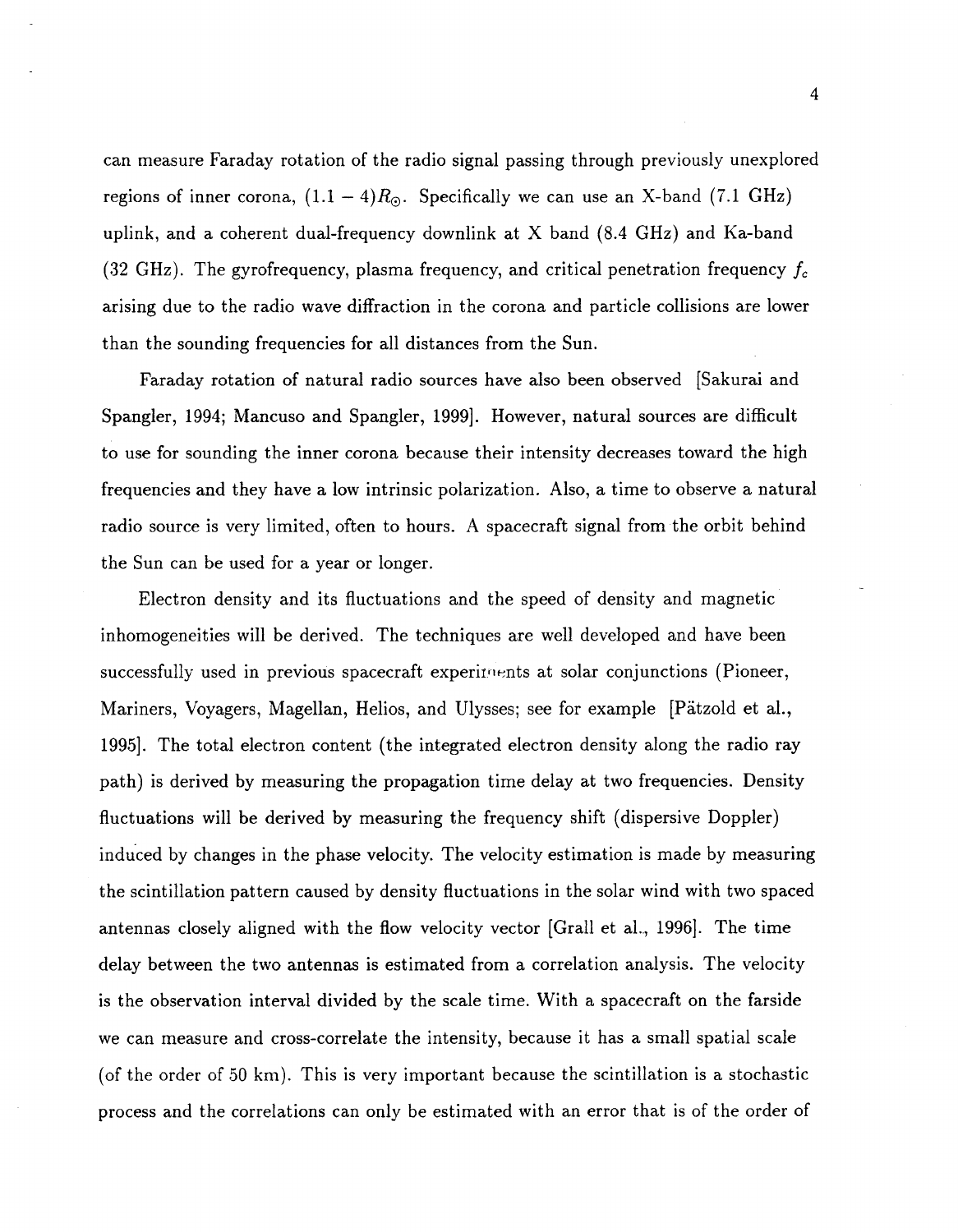can measure Faraday rotation of the radio signal passing through previously unexplored regions of inner corona, $(1.1 - 4)R_{\odot}$. Specifically we can use an X-band (7.1 GHz) uplink, and a coherent dual-frequency downlink at X band (8.4 GHz) and Ka-band (32 GHz). The gyrofrequency, plasma frequency, and critical penetration frequency $f_c$ arising due to the radio wave diffraction in the corona and particle collisions are lower than the sounding frequencies for all distances from the Sun.

Faraday rotation of natural radio sources have also been observed [Sakurai and Spangler, 1994; Mancuso and Spangler, 1999]. However, natural sources are difficult to use for sounding the inner corona because their intensity decreases toward the high frequencies and they have a low intrinsic polarization. Also, a time to observe a natural radio source is very limited, often to hours. A spacecraft signal from the orbit behind the Sun can be used for a year or longer.

Electron density and its fluctuations and the speed of density and magnetic inhomogeneities will be derived. The techniques are well developed and have been successfully used in previous spacecraft experiments at solar conjunctions (Pioneer, Mariners, Voyagers, Magellan, Helios, and Ulysses; see for example [Pätzold et al., 1995]. The total electron content (the integrated electron density along the radio ray path) is derived by measuring the propagation time delay at two frequencies. Density fluctuations will be derived by measuring the frequency shift (dispersive Doppler) induced by changes in the phase velocity. The velocity estimation is made by measuring the scintillation pattern caused by density fluctuations in the solar wind with two spaced antennas closely aligned with the flow velocity vector [Grall et al., 1996]. The time delay between the two antennas is estimated from a correlation analysis. The velocity is the observation interval divided by the scale time. With a spacecraft on the farside we can measure and cross-correlate the intensity, because it has a small spatial scale (of the order of 50 km). This is very important because the scintillation is a stochastic process and the correlations can only be estimated with an error that is of the order of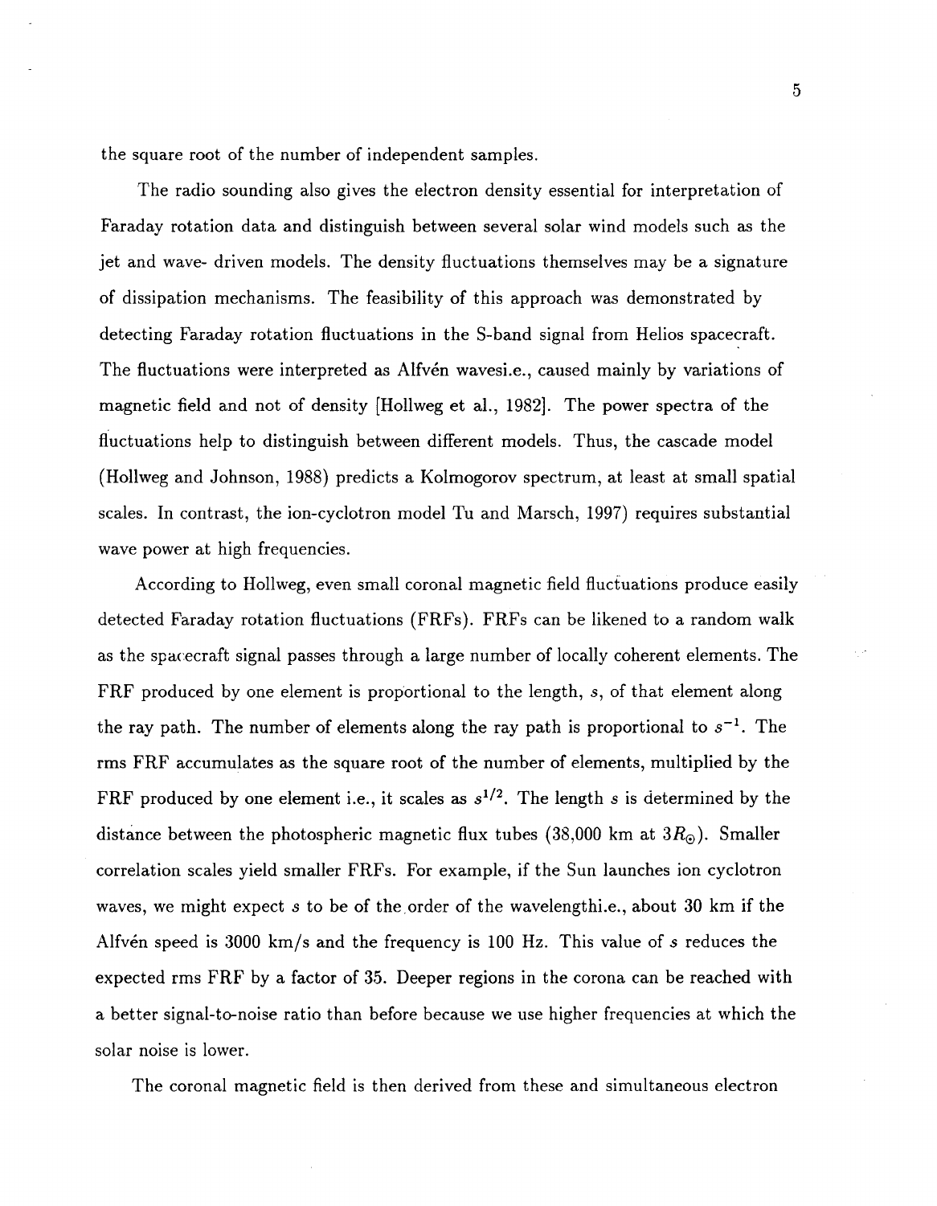the square root of the number of independent samples.

The radio sounding also gives the electron density essential for interpretation of Faraday rotation data and distinguish between several solar wind models such as the jet and wave- driven models. The density fluctuations themselves may be a signature of dissipation mechanisms. The feasibility of this approach was demonstrated by detecting Faraday rotation fluctuations in the S-band signal from Helios spacecraft. The fluctuations were interpreted as Alfvén wavesi.e., caused mainly by variations of magnetic field and not of density [Hollweg et al., 1982]. The power spectra of the fluctuations help to distinguish between different models. Thus, the cascade model (Hollweg and Johnson, 1988) predicts a Kolmogorov spectrum, at least at small spatial scales. In contrast, the ion-cyclotron model Tu and Marsch, 1997) requires substantial wave power at high frequencies.

According to Hollweg, even small coronal magnetic field fluctuations produce easily detected Faraday rotation fluctuations (FRFs). FRFs can be likened to a random walk as the spacecraft signal passes through a large number of locally coherent elements. The FRF produced by one element is proportional to the length, $s$, of that element along the ray path. The number of elements along the ray path is proportional to $s^{-1}$. The rms FRF accumulates as the square root of the number of elements, multiplied by the FRF produced by one element i.e., it scales as $s^{1/2}$. The length $s$ is determined by the distance between the photospheric magnetic flux tubes (38,000 km at $3R_{\odot}$). Smaller correlation scales yield smaller FRFs. For example, if the Sun launches ion cyclotron waves, we might expect $s$ to be of the order of the wavelengthi.e., about 30 km if the Alfvén speed is 3000 km/s and the frequency is 100 Hz. This value of $s$ reduces the expected rms FRF by a factor of 35. Deeper regions in the corona can be reached with a better signal-to-noise ratio than before because we use higher frequencies at which the solar noise is lower.

The coronal magnetic field is then derived from these and simultaneous electron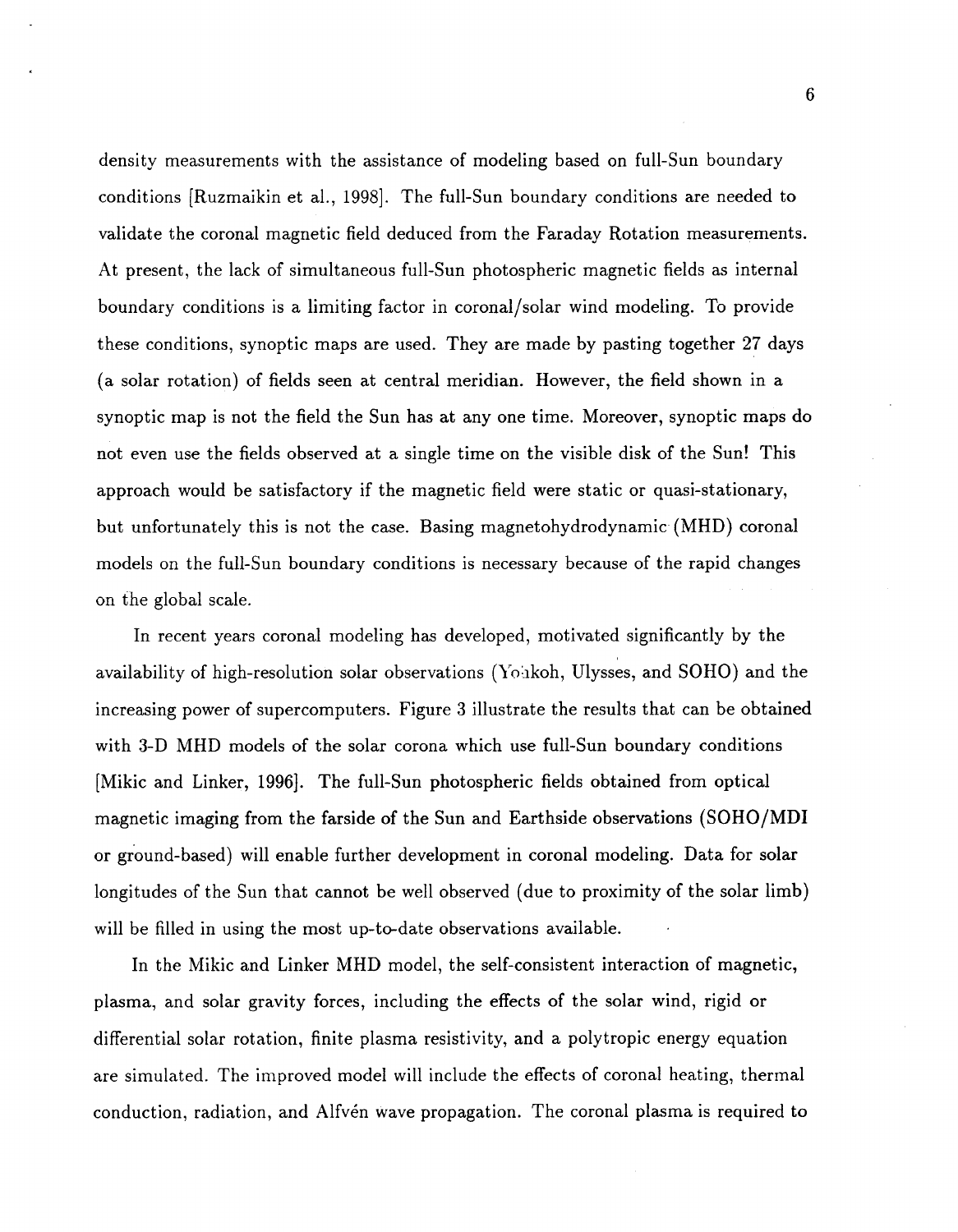density measurements with the assistance of modeling based on full-Sun boundary conditions [Ruzmaikin et al., 1998]. The full-Sun boundary conditions are needed to validate the coronal magnetic field deduced from the Faraday Rotation measurements. At present, the lack of simultaneous full-Sun photospheric magnetic fields as internal boundary conditions is a limiting factor in coronal/solar wind modeling. To provide these conditions, synoptic maps are used. They are made by pasting together 27 days (a solar rotation) of fields seen at central meridian. However, the field shown in a synoptic map is not the field the Sun has at any one time. Moreover, synoptic maps do not even use the fields observed at a single time on the visible disk of the Sun! This approach would be satisfactory if the magnetic field were static or quasi-stationary, but unfortunately this is not the case. Basing magnetohydrodynamic (MHD) coronal models on the full-Sun boundary conditions is necessary because of the rapid changes on the global scale.

In recent years coronal modeling has developed, motivated significantly by the availability of high-resolution solar observations (Yohkoh, Ulysses, and SOHO) and the increasing power of supercomputers. Figure 3 illustrate the results that can be obtained with 3-D MHD models of the solar corona which use full-Sun boundary conditions [Mikic and Linker, 1996]. The full-Sun photospheric fields obtained from optical magnetic imaging from the farside of the Sun and Earthside observations (SOHO/MDI or ground-based) will enable further development in coronal modeling. Data for solar longitudes of the Sun that cannot be well observed (due to proximity of the solar limb) will be filled in using the most up-to-date observations available.

In the Mikic and Linker MHD model, the self-consistent interaction of magnetic, plasma, and solar gravity forces, including the effects of the solar wind, rigid or differential solar rotation, finite plasma resistivity, and a polytropic energy equation are simulated. The improved model will include the effects of coronal heating, thermal conduction, radiation, and Alfvén wave propagation. The coronal plasma is required to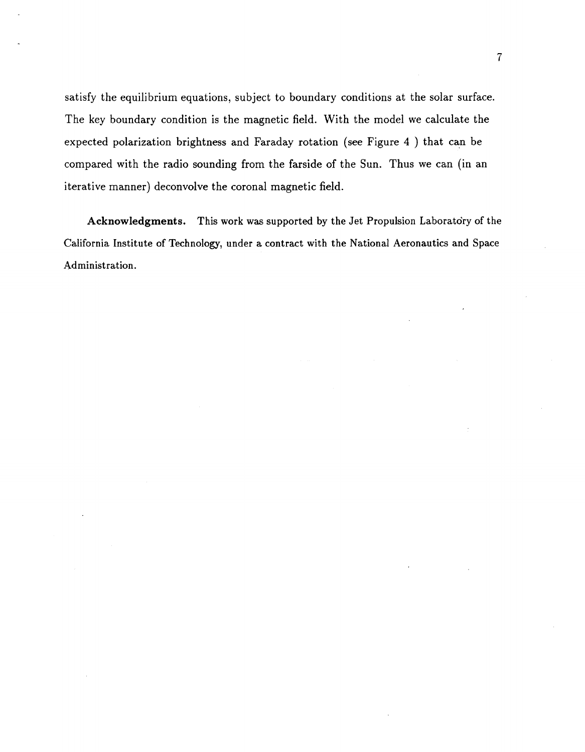satisfy the equilibrium equations, subject to boundary conditions at the solar surface. The key boundary condition is the magnetic field. With the model we calculate the expected polarization brightness and Faraday rotation (see Figure 4 ) that can be compared with the radio sounding from the farside of the Sun. Thus we can (in an iterative manner) deconvolve the coronal magnetic field.

**Acknowledgments.** This work was supported by the Jet Propulsion Laboratory of the California Institute of Technology, under a contract with the National Aeronautics and Space Administration.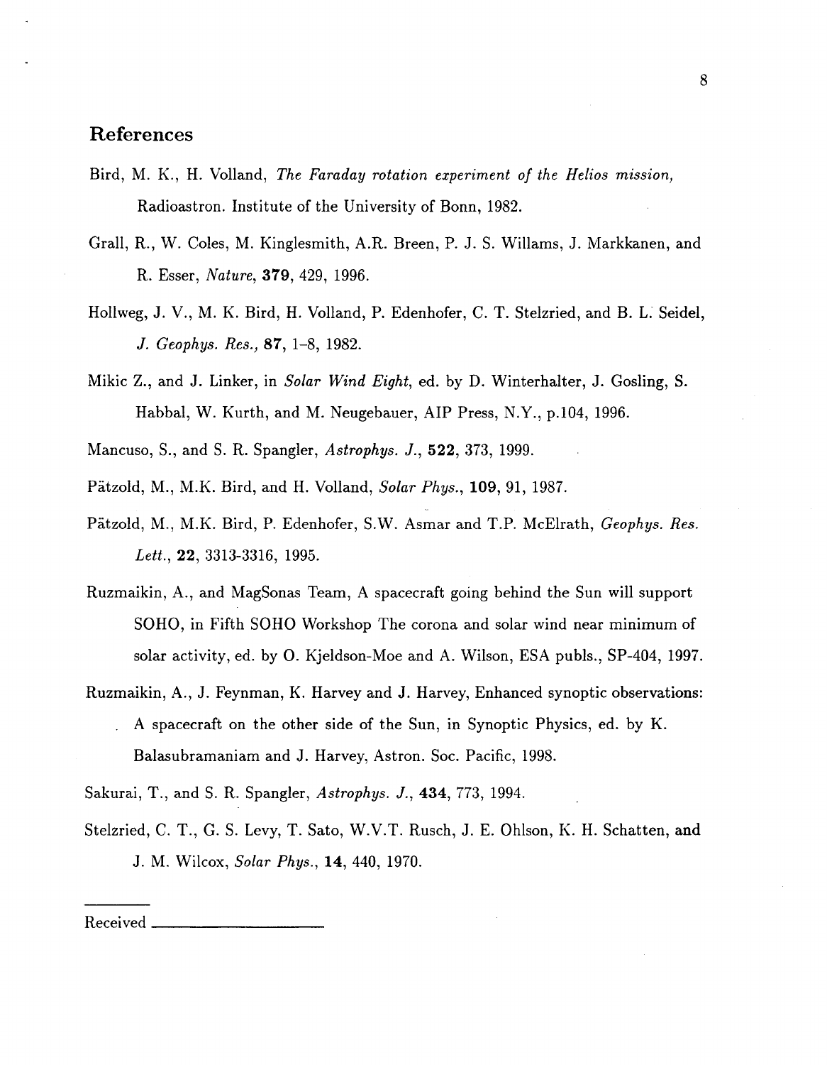## References

Bird, M. K., H. Volland, *The Faraday rotation experiment of the Helios mission,* Radioastron. Institute of the University of Bonn, 1982.

Grall, R., W. Coles, M. Kinglesmith, A.R. Breen, P. J. S. Willams, J. Markkanen, and R. Esser, *Nature*, **379**, 429, 1996.

Hollweg, J. V., M. K. Bird, H. Volland, P. Edenhofer, C. T. Stelzried, and B. L. Seidel, *J. Geophys. Res.,* **87**, 1–8, 1982.

Mikic Z., and J. Linker, in *Solar Wind Eight*, ed. by D. Winterhalter, J. Gosling, S. Habbal, W. Kurth, and M. Neugebauer, AIP Press, N.Y., p.104, 1996.

Mancuso, S., and S. R. Spangler, *Astrophys. J.*, **522**, 373, 1999.

Pätzold, M., M.K. Bird, and H. Volland, *Solar Phys.*, **109**, 91, 1987.

Pätzold, M., M.K. Bird, P. Edenhofer, S.W. Asmar and T.P. McElrath, *Geophys. Res. Lett.*, **22**, 3313-3316, 1995.

Ruzmaikin, A., and MagSonas Team, A spacecraft going behind the Sun will support SOHO, in Fifth SOHO Workshop The corona and solar wind near minimum of solar activity, ed. by O. Kjeldson-Moe and A. Wilson, ESA publs., SP-404, 1997.

Ruzmaikin, A., J. Feynman, K. Harvey and J. Harvey, Enhanced synoptic observations: A spacecraft on the other side of the Sun, in Synoptic Physics, ed. by K. Balasubramaniam and J. Harvey, Astron. Soc. Pacific, 1998.

Sakurai, T., and S. R. Spangler, *Astrophys. J.*, **434**, 773, 1994.

Stelzried, C. T., G. S. Levy, T. Sato, W.V.T. Rusch, J. E. Ohlson, K. H. Schatten, and J. M. Wilcox, *Solar Phys.*, **14**, 440, 1970.

Received ____________________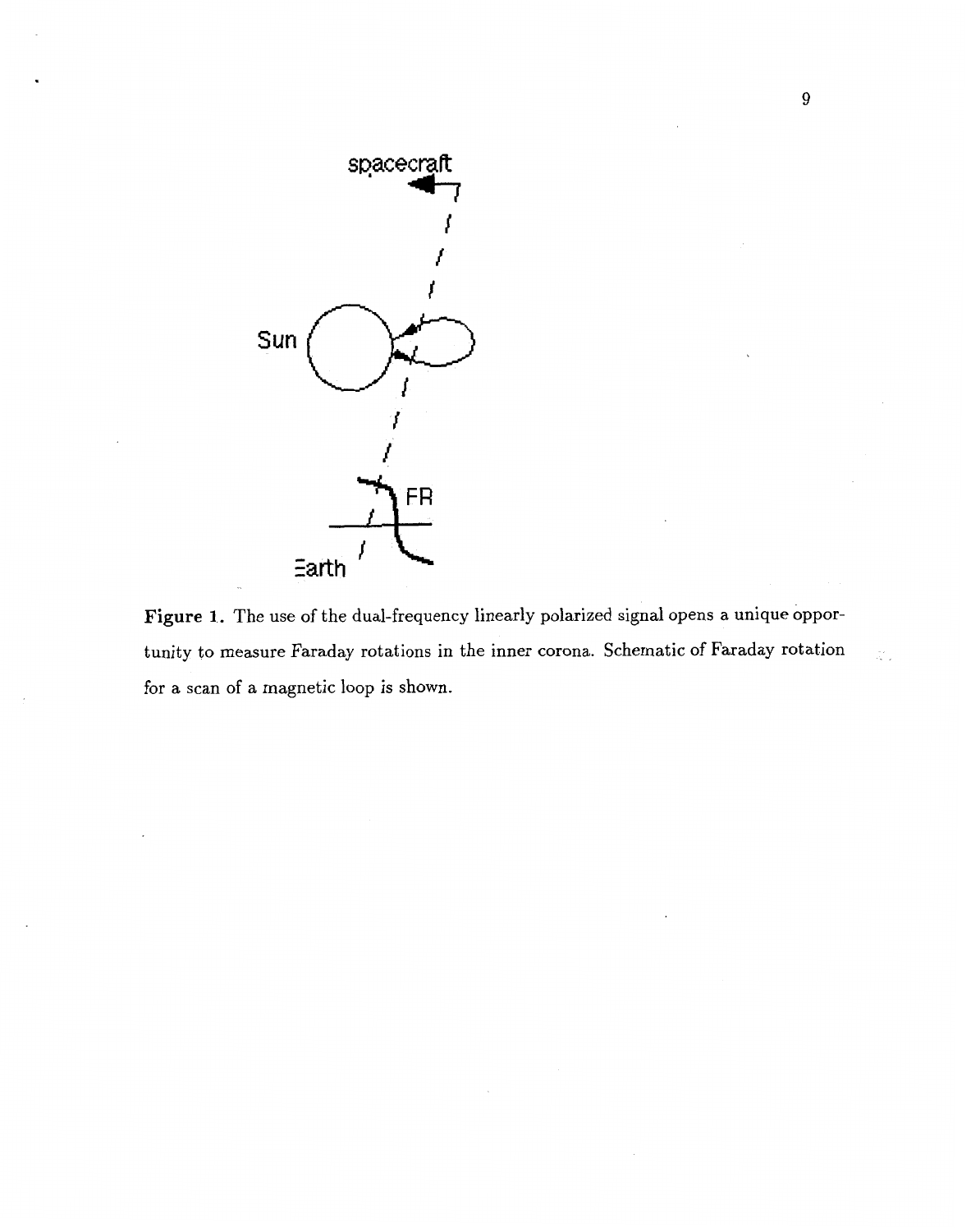**Figure 1.** The use of the dual-frequency linearly polarized signal opens a unique opportunity to measure Faraday rotations in the inner corona. Schematic of Faraday rotation for a scan of a magnetic loop is shown.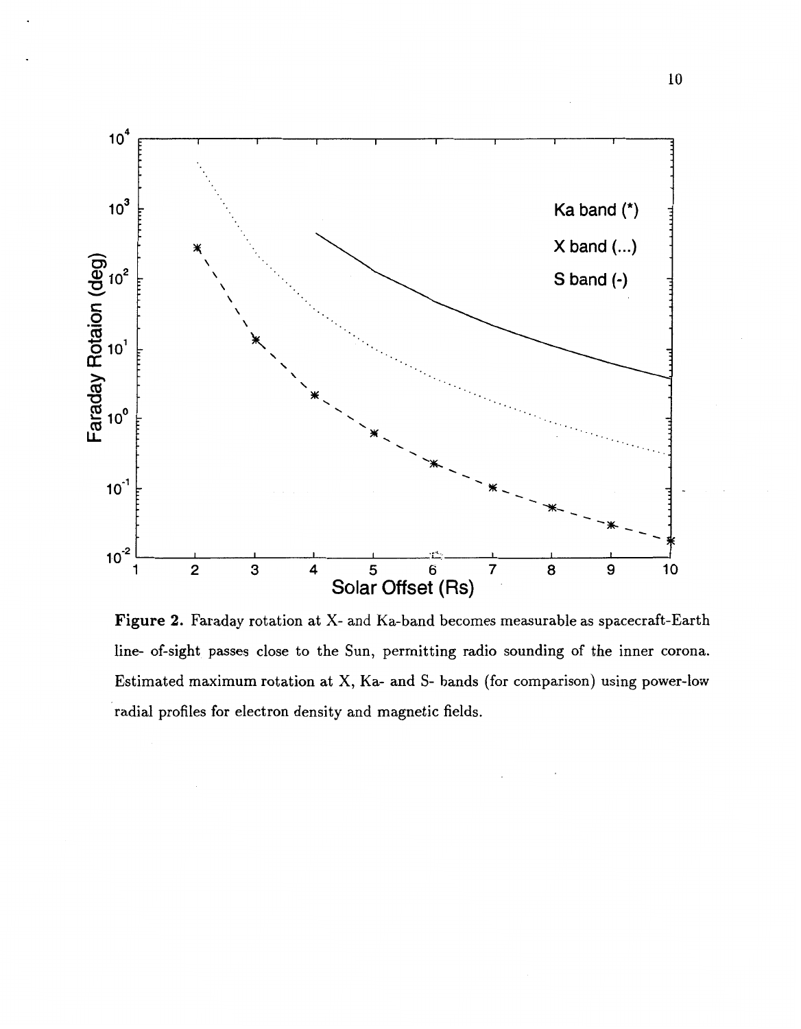**Figure 2.** Faraday rotation at X- and Ka-band becomes measurable as spacecraft-Earth line- of-sight passes close to the Sun, permitting radio sounding of the inner corona. Estimated maximum rotation at X, Ka- and S- bands (for comparison) using power-low radial profiles for electron density and magnetic fields.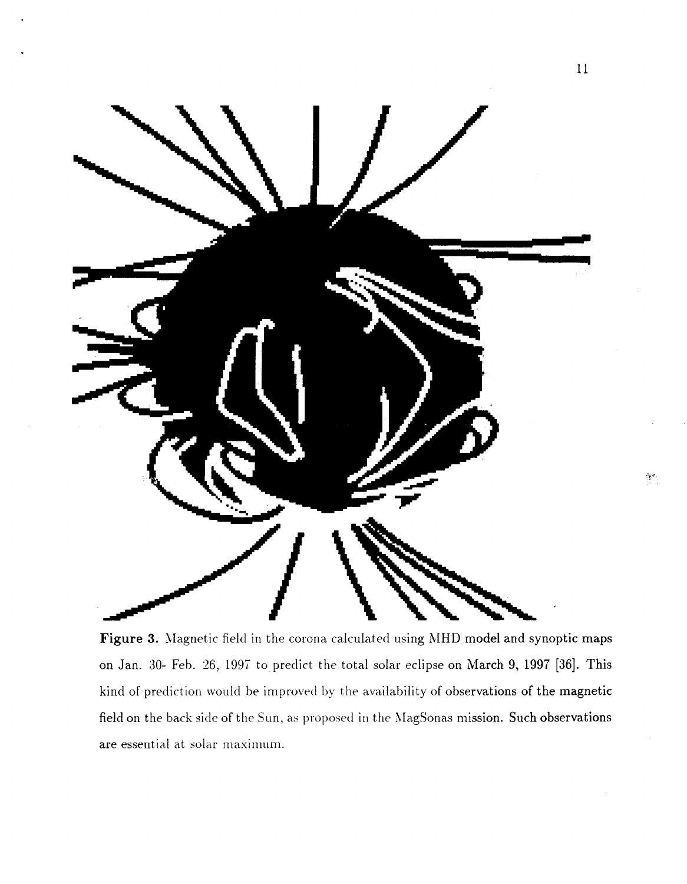**Figure 3.** Magnetic field in the corona calculated using MHD model and synoptic maps on Jan. 30- Feb. 26, 1997 to predict the total solar eclipse on March 9, 1997 [36]. This kind of prediction would be improved by the availability of observations of the magnetic field on the back side of the Sun, as proposed in the MagSonas mission. Such observations are essential at solar maximum.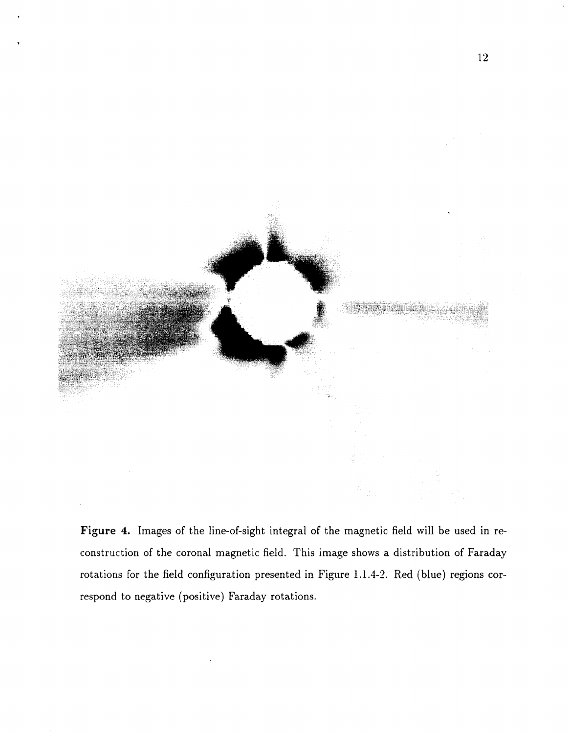**Figure 4.** Images of the line-of-sight integral of the magnetic field will be used in reconstruction of the coronal magnetic field. This image shows a distribution of Faraday rotations for the field configuration presented in Figure 1.1.4-2. Red (blue) regions correspond to negative (positive) Faraday rotations.